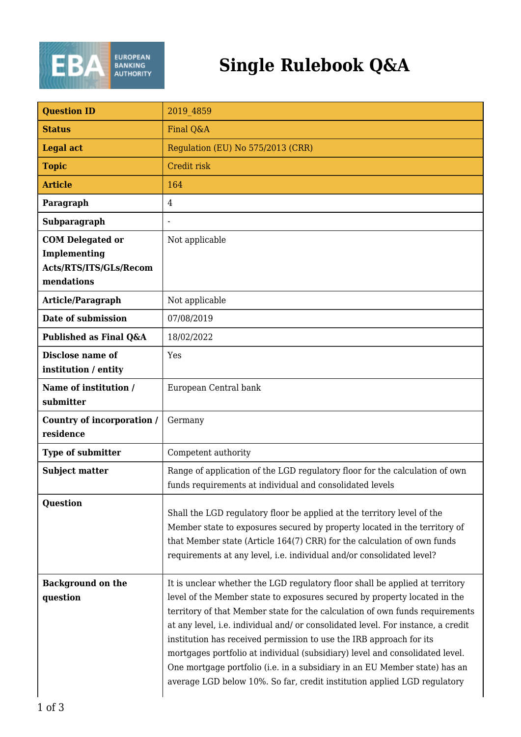# Single Rulebook Q&A

| Question ID | 2019_4859 |
|---|---|
| Status | Final Q&A |
| Legal act | Regulation (EU) No 575/2013 (CRR) |
| Topic | Credit risk |
| Article | 164 |
| Paragraph | 4 |
| Subparagraph | - |
| COM Delegated or Implementing Acts/RTS/ITS/GLs/Recommendations | Not applicable |
| Article/Paragraph | Not applicable |
| Date of submission | 07/08/2019 |
| Published as Final Q&A | 18/02/2022 |
| Disclose name of institution / entity | Yes |
| Name of institution / submitter | European Central bank |
| Country of incorporation / residence | Germany |
| Type of submitter | Competent authority |
| Subject matter | Range of application of the LGD regulatory floor for the calculation of own funds requirements at individual and consolidated levels |
| Question | Shall the LGD regulatory floor be applied at the territory level of the Member state to exposures secured by property located in the territory of that Member state (Article 164(7) CRR) for the calculation of own funds requirements at any level, i.e. individual and/or consolidated level? |
| Background on the question | It is unclear whether the LGD regulatory floor shall be applied at territory level of the Member state to exposures secured by property located in the territory of that Member state for the calculation of own funds requirements at any level, i.e. individual and/ or consolidated level. For instance, a credit institution has received permission to use the IRB approach for its mortgages portfolio at individual (subsidiary) level and consolidated level. One mortgage portfolio (i.e. in a subsidiary in an EU Member state) has an average LGD below 10%. So far, credit institution applied LGD regulatory |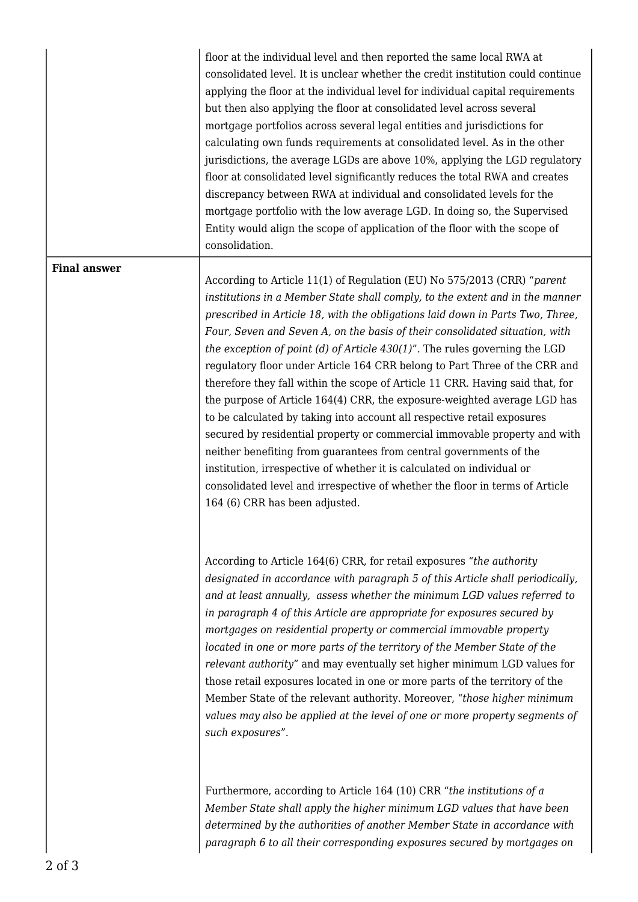| | |
|---|---|
| | floor at the individual level and then reported the same local RWA at consolidated level. It is unclear whether the credit institution could continue applying the floor at the individual level for individual capital requirements but then also applying the floor at consolidated level across several mortgage portfolios across several legal entities and jurisdictions for calculating own funds requirements at consolidated level. As in the other jurisdictions, the average LGDs are above 10%, applying the LGD regulatory floor at consolidated level significantly reduces the total RWA and creates discrepancy between RWA at individual and consolidated levels for the mortgage portfolio with the low average LGD. In doing so, the Supervised Entity would align the scope of application of the floor with the scope of consolidation. |
| **Final answer** | According to Article 11(1) of Regulation (EU) No 575/2013 (CRR) "*parent institutions in a Member State shall comply, to the extent and in the manner prescribed in Article 18, with the obligations laid down in Parts Two, Three, Four, Seven and Seven A, on the basis of their consolidated situation, with the exception of point (d) of Article 430(1)*". The rules governing the LGD regulatory floor under Article 164 CRR belong to Part Three of the CRR and therefore they fall within the scope of Article 11 CRR. Having said that, for the purpose of Article 164(4) CRR, the exposure-weighted average LGD has to be calculated by taking into account all respective retail exposures secured by residential property or commercial immovable property and with neither benefiting from guarantees from central governments of the institution, irrespective of whether it is calculated on individual or consolidated level and irrespective of whether the floor in terms of Article 164 (6) CRR has been adjusted.<br><br>According to Article 164(6) CRR, for retail exposures "*the authority designated in accordance with paragraph 5 of this Article shall periodically, and at least annually, assess whether the minimum LGD values referred to in paragraph 4 of this Article are appropriate for exposures secured by mortgages on residential property or commercial immovable property located in one or more parts of the territory of the Member State of the relevant authority*" and may eventually set higher minimum LGD values for those retail exposures located in one or more parts of the territory of the Member State of the relevant authority. Moreover, "*those higher minimum values may also be applied at the level of one or more property segments of such exposures*".<br><br>Furthermore, according to Article 164 (10) CRR "*the institutions of a Member State shall apply the higher minimum LGD values that have been determined by the authorities of another Member State in accordance with paragraph 6 to all their corresponding exposures secured by mortgages on* |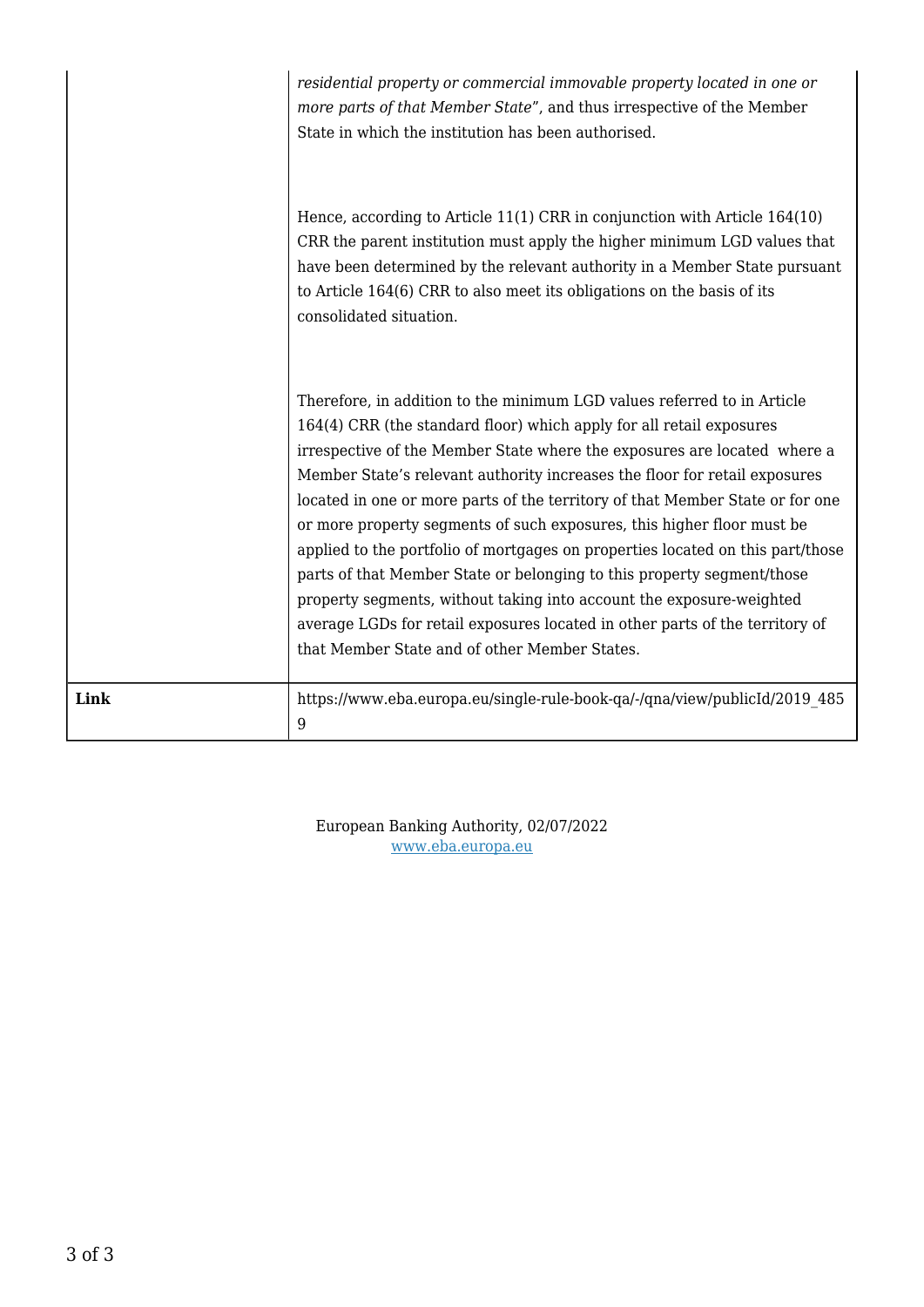| | |
|---|---|
| | *residential property or commercial immovable property located in one or more parts of that Member State*", and thus irrespective of the Member State in which the institution has been authorised.<br><br>Hence, according to Article 11(1) CRR in conjunction with Article 164(10) CRR the parent institution must apply the higher minimum LGD values that have been determined by the relevant authority in a Member State pursuant to Article 164(6) CRR to also meet its obligations on the basis of its consolidated situation.<br><br>Therefore, in addition to the minimum LGD values referred to in Article 164(4) CRR (the standard floor) which apply for all retail exposures irrespective of the Member State where the exposures are located where a Member State's relevant authority increases the floor for retail exposures located in one or more parts of the territory of that Member State or for one or more property segments of such exposures, this higher floor must be applied to the portfolio of mortgages on properties located on this part/those parts of that Member State or belonging to this property segment/those property segments, without taking into account the exposure-weighted average LGDs for retail exposures located in other parts of the territory of that Member State and of other Member States. |
| **Link** | https://www.eba.europa.eu/single-rule-book-qa/-/qna/view/publicId/2019_4859 |

European Banking Authority, 02/07/2022
www.eba.europa.eu